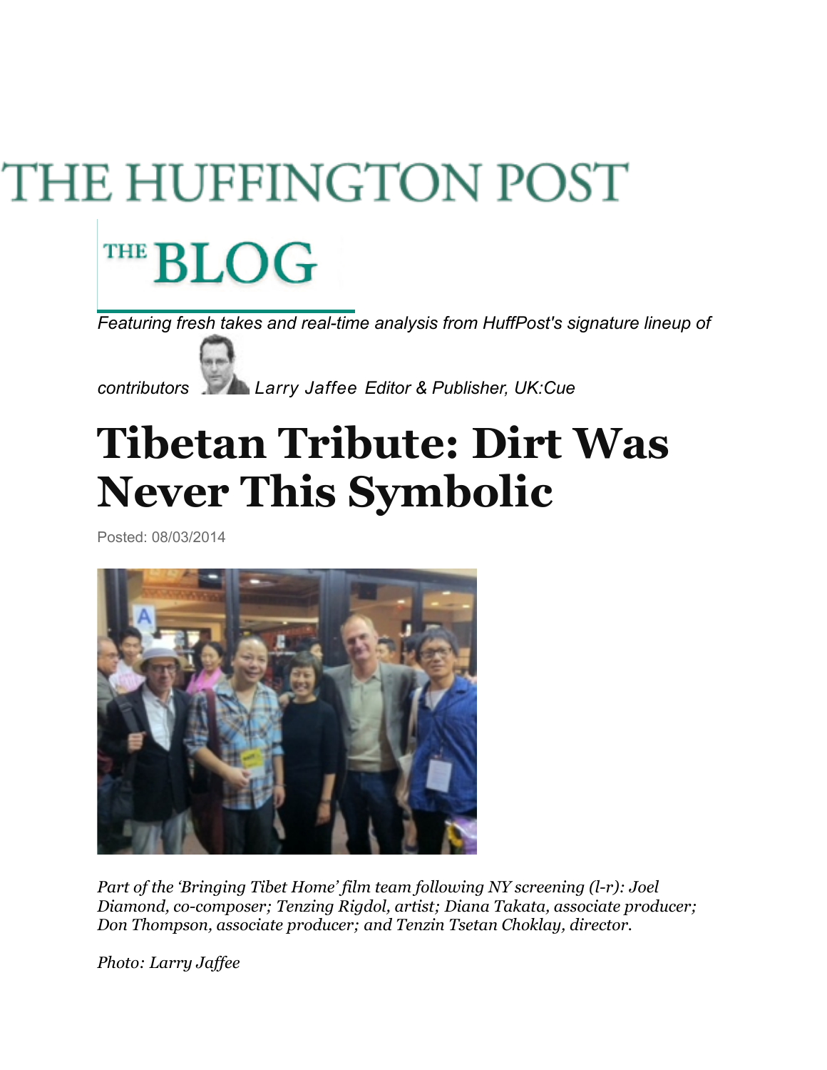THE HUFFINGTON POST

THE BLOG

*Featuring fresh takes and real-time analysis from HuffPost's signature lineup of contributors*

*Larry Jaffee Editor & Publisher, UK:Cue*

# Tibetan Tribute: Dirt Was Never This Symbolic

Posted: 08/03/2014

*Part of the 'Bringing Tibet Home' film team following NY screening (l-r): Joel Diamond, co-composer; Tenzing Rigdol, artist; Diana Takata, associate producer; Don Thompson, associate producer; and Tenzin Tsetan Choklay, director.*

*Photo: Larry Jaffee*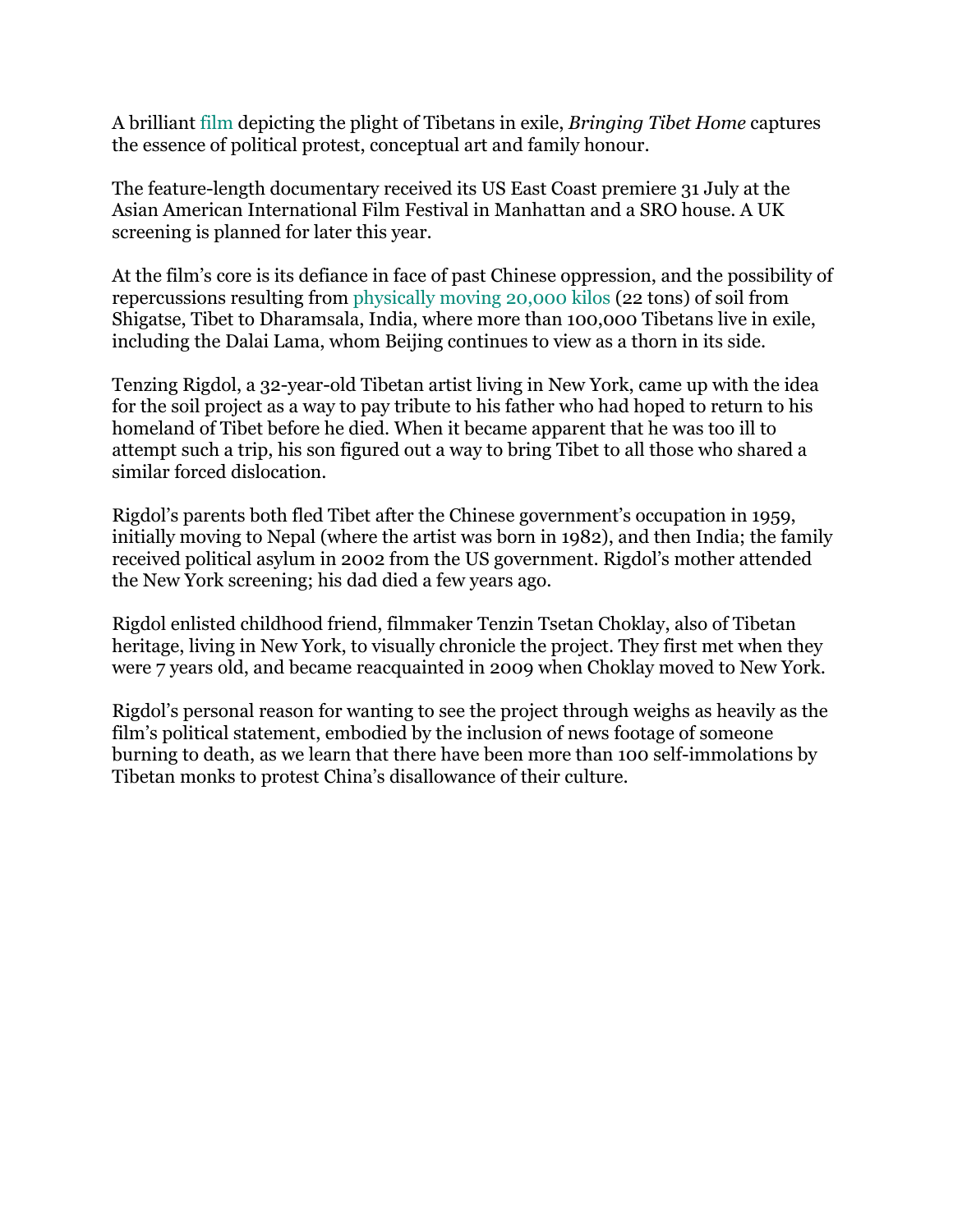A brilliant film depicting the plight of Tibetans in exile, *Bringing Tibet Home* captures the essence of political protest, conceptual art and family honour.

The feature-length documentary received its US East Coast premiere 31 July at the Asian American International Film Festival in Manhattan and a SRO house. A UK screening is planned for later this year.

At the film's core is its defiance in face of past Chinese oppression, and the possibility of repercussions resulting from physically moving 20,000 kilos (22 tons) of soil from Shigatse, Tibet to Dharamsala, India, where more than 100,000 Tibetans live in exile, including the Dalai Lama, whom Beijing continues to view as a thorn in its side.

Tenzing Rigdol, a 32-year-old Tibetan artist living in New York, came up with the idea for the soil project as a way to pay tribute to his father who had hoped to return to his homeland of Tibet before he died. When it became apparent that he was too ill to attempt such a trip, his son figured out a way to bring Tibet to all those who shared a similar forced dislocation.

Rigdol's parents both fled Tibet after the Chinese government's occupation in 1959, initially moving to Nepal (where the artist was born in 1982), and then India; the family received political asylum in 2002 from the US government. Rigdol's mother attended the New York screening; his dad died a few years ago.

Rigdol enlisted childhood friend, filmmaker Tenzin Tsetan Choklay, also of Tibetan heritage, living in New York, to visually chronicle the project. They first met when they were 7 years old, and became reacquainted in 2009 when Choklay moved to New York.

Rigdol's personal reason for wanting to see the project through weighs as heavily as the film's political statement, embodied by the inclusion of news footage of someone burning to death, as we learn that there have been more than 100 self-immolations by Tibetan monks to protest China's disallowance of their culture.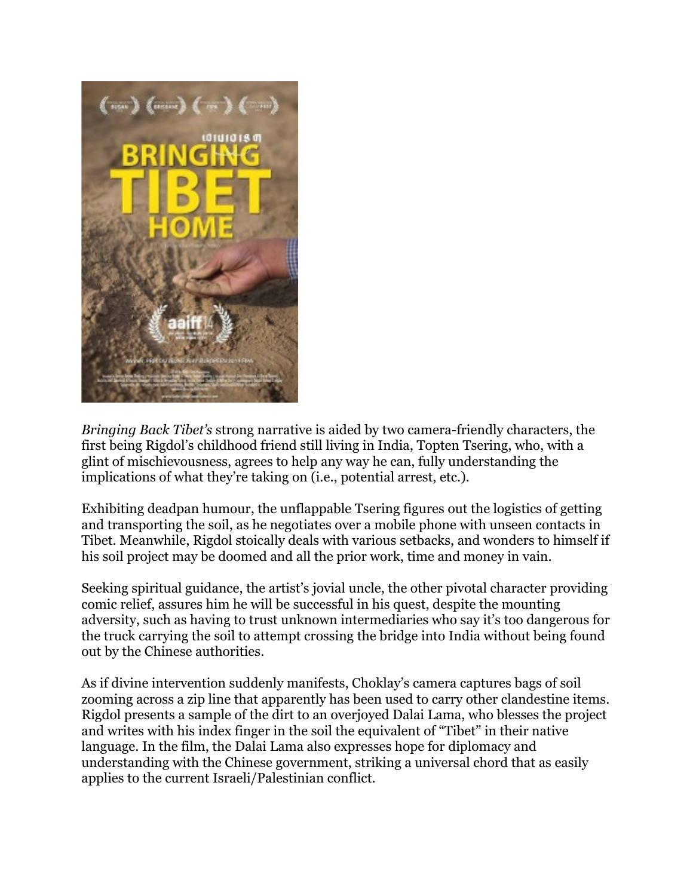*Bringing Back Tibet's* strong narrative is aided by two camera-friendly characters, the first being Rigdol's childhood friend still living in India, Topten Tsering, who, with a glint of mischievousness, agrees to help any way he can, fully understanding the implications of what they're taking on (i.e., potential arrest, etc.).

Exhibiting deadpan humour, the unflappable Tsering figures out the logistics of getting and transporting the soil, as he negotiates over a mobile phone with unseen contacts in Tibet. Meanwhile, Rigdol stoically deals with various setbacks, and wonders to himself if his soil project may be doomed and all the prior work, time and money in vain.

Seeking spiritual guidance, the artist's jovial uncle, the other pivotal character providing comic relief, assures him he will be successful in his quest, despite the mounting adversity, such as having to trust unknown intermediaries who say it's too dangerous for the truck carrying the soil to attempt crossing the bridge into India without being found out by the Chinese authorities.

As if divine intervention suddenly manifests, Choklay's camera captures bags of soil zooming across a zip line that apparently has been used to carry other clandestine items. Rigdol presents a sample of the dirt to an overjoyed Dalai Lama, who blesses the project and writes with his index finger in the soil the equivalent of "Tibet" in their native language. In the film, the Dalai Lama also expresses hope for diplomacy and understanding with the Chinese government, striking a universal chord that as easily applies to the current Israeli/Palestinian conflict.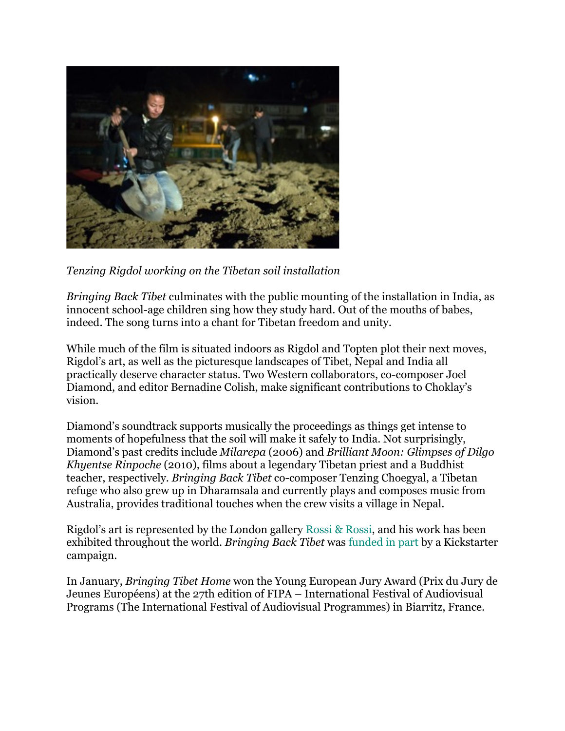*Tenzing Rigdol working on the Tibetan soil installation*

*Bringing Back Tibet* culminates with the public mounting of the installation in India, as innocent school-age children sing how they study hard. Out of the mouths of babes, indeed. The song turns into a chant for Tibetan freedom and unity.

While much of the film is situated indoors as Rigdol and Topten plot their next moves, Rigdol's art, as well as the picturesque landscapes of Tibet, Nepal and India all practically deserve character status. Two Western collaborators, co-composer Joel Diamond, and editor Bernadine Colish, make significant contributions to Choklay's vision.

Diamond's soundtrack supports musically the proceedings as things get intense to moments of hopefulness that the soil will make it safely to India. Not surprisingly, Diamond's past credits include *Milarepa* (2006) and *Brilliant Moon: Glimpses of Dilgo Khyentse Rinpoche* (2010), films about a legendary Tibetan priest and a Buddhist teacher, respectively. *Bringing Back Tibet* co-composer Tenzing Choegyal, a Tibetan refuge who also grew up in Dharamsala and currently plays and composes music from Australia, provides traditional touches when the crew visits a village in Nepal.

Rigdol's art is represented by the London gallery Rossi & Rossi, and his work has been exhibited throughout the world. *Bringing Back Tibet* was funded in part by a Kickstarter campaign.

In January, *Bringing Tibet Home* won the Young European Jury Award (Prix du Jury de Jeunes Européens) at the 27th edition of FIPA – International Festival of Audiovisual Programs (The International Festival of Audiovisual Programmes) in Biarritz, France.